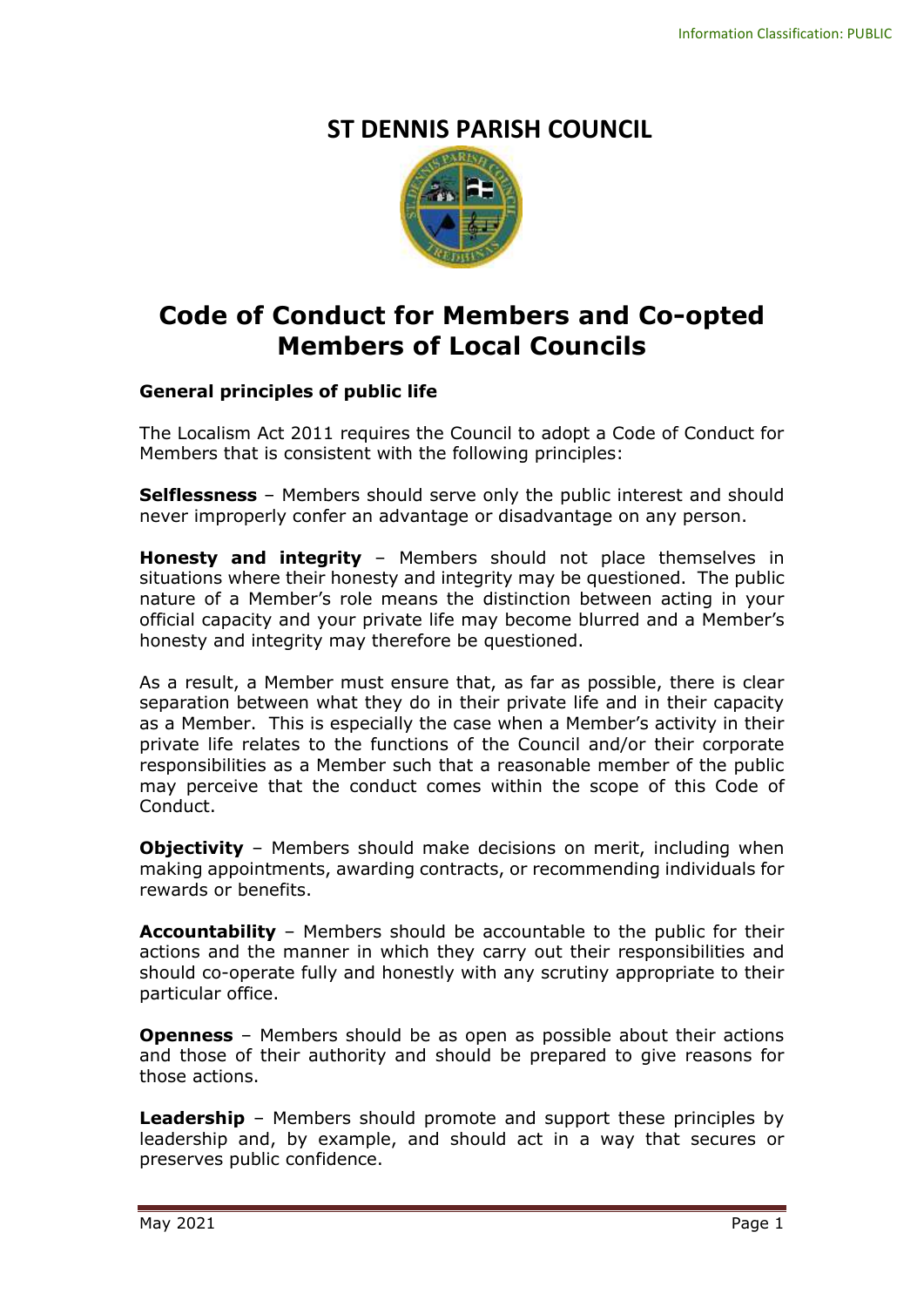# ST DENNIS PARISH COUNCIL

# Code of Conduct for Members and Co-opted Members of Local Councils

### General principles of public life

The Localism Act 2011 requires the Council to adopt a Code of Conduct for Members that is consistent with the following principles:

**Selflessness** – Members should serve only the public interest and should never improperly confer an advantage or disadvantage on any person.

**Honesty and integrity** – Members should not place themselves in situations where their honesty and integrity may be questioned. The public nature of a Member's role means the distinction between acting in your official capacity and your private life may become blurred and a Member's honesty and integrity may therefore be questioned.

As a result, a Member must ensure that, as far as possible, there is clear separation between what they do in their private life and in their capacity as a Member. This is especially the case when a Member's activity in their private life relates to the functions of the Council and/or their corporate responsibilities as a Member such that a reasonable member of the public may perceive that the conduct comes within the scope of this Code of Conduct.

**Objectivity** – Members should make decisions on merit, including when making appointments, awarding contracts, or recommending individuals for rewards or benefits.

**Accountability** – Members should be accountable to the public for their actions and the manner in which they carry out their responsibilities and should co-operate fully and honestly with any scrutiny appropriate to their particular office.

**Openness** – Members should be as open as possible about their actions and those of their authority and should be prepared to give reasons for those actions.

**Leadership** – Members should promote and support these principles by leadership and, by example, and should act in a way that secures or preserves public confidence.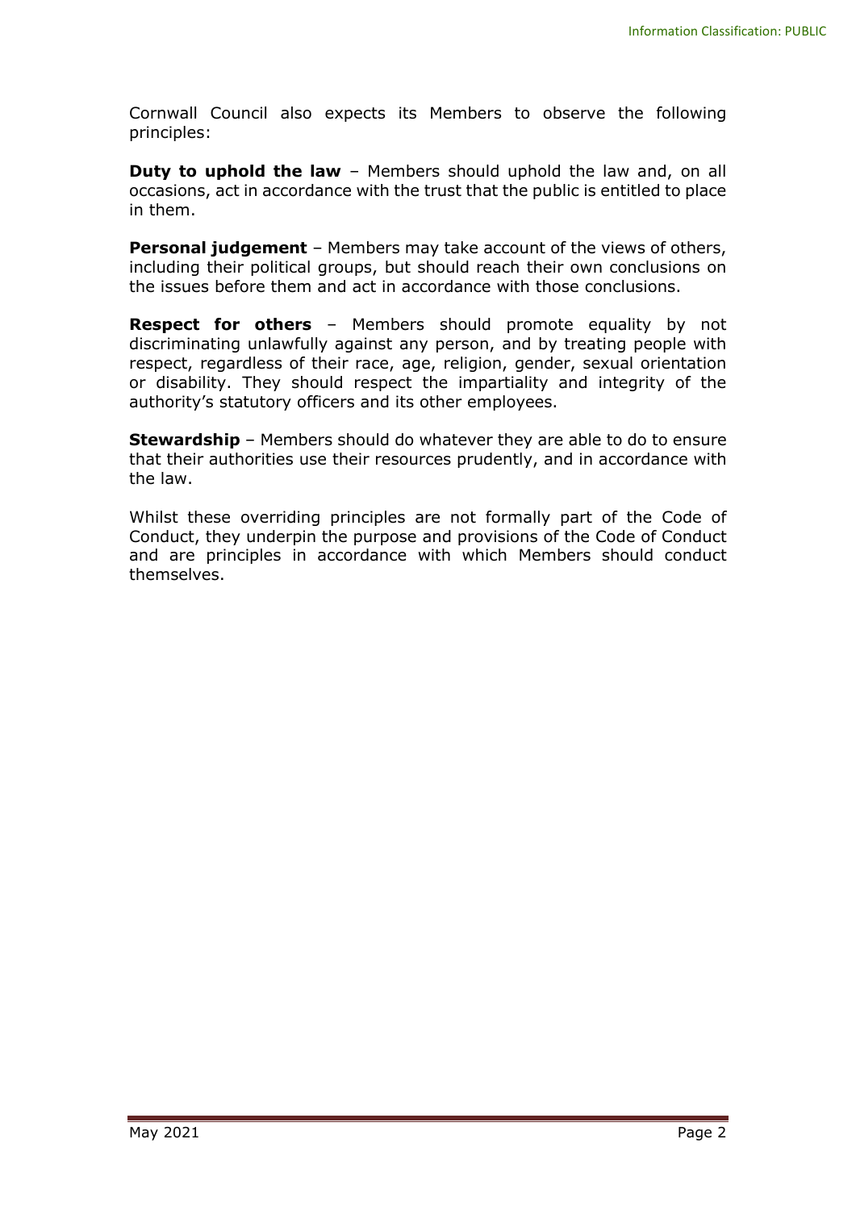Cornwall Council also expects its Members to observe the following principles:

**Duty to uphold the law** – Members should uphold the law and, on all occasions, act in accordance with the trust that the public is entitled to place in them.

**Personal judgement** – Members may take account of the views of others, including their political groups, but should reach their own conclusions on the issues before them and act in accordance with those conclusions.

**Respect for others** – Members should promote equality by not discriminating unlawfully against any person, and by treating people with respect, regardless of their race, age, religion, gender, sexual orientation or disability. They should respect the impartiality and integrity of the authority's statutory officers and its other employees.

**Stewardship** – Members should do whatever they are able to do to ensure that their authorities use their resources prudently, and in accordance with the law.

Whilst these overriding principles are not formally part of the Code of Conduct, they underpin the purpose and provisions of the Code of Conduct and are principles in accordance with which Members should conduct themselves.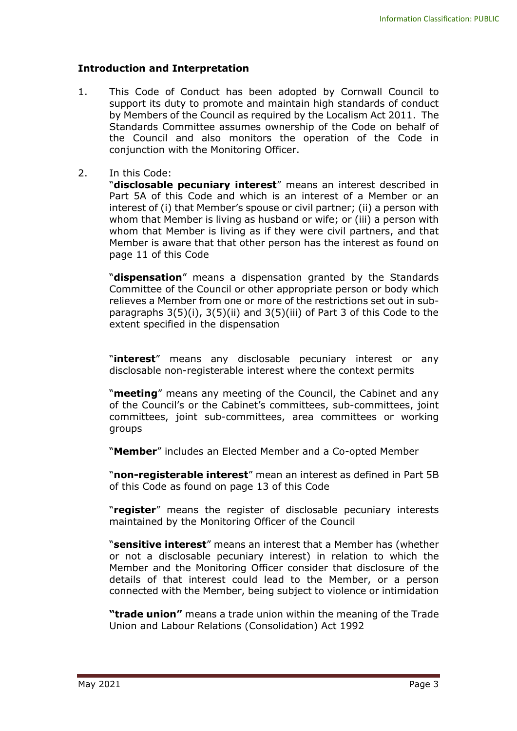**Introduction and Interpretation**

1. This Code of Conduct has been adopted by Cornwall Council to support its duty to promote and maintain high standards of conduct by Members of the Council as required by the Localism Act 2011. The Standards Committee assumes ownership of the Code on behalf of the Council and also monitors the operation of the Code in conjunction with the Monitoring Officer.

2. In this Code:

   "**disclosable pecuniary interest**" means an interest described in Part 5A of this Code and which is an interest of a Member or an interest of (i) that Member's spouse or civil partner; (ii) a person with whom that Member is living as husband or wife; or (iii) a person with whom that Member is living as if they were civil partners, and that Member is aware that that other person has the interest as found on page 11 of this Code

   "**dispensation**" means a dispensation granted by the Standards Committee of the Council or other appropriate person or body which relieves a Member from one or more of the restrictions set out in sub-paragraphs 3(5)(i), 3(5)(ii) and 3(5)(iii) of Part 3 of this Code to the extent specified in the dispensation

   "**interest**" means any disclosable pecuniary interest or any disclosable non-registerable interest where the context permits

   "**meeting**" means any meeting of the Council, the Cabinet and any of the Council's or the Cabinet's committees, sub-committees, joint committees, joint sub-committees, area committees or working groups

   "**Member**" includes an Elected Member and a Co-opted Member

   "**non-registerable interest**" mean an interest as defined in Part 5B of this Code as found on page 13 of this Code

   "**register**" means the register of disclosable pecuniary interests maintained by the Monitoring Officer of the Council

   "**sensitive interest**" means an interest that a Member has (whether or not a disclosable pecuniary interest) in relation to which the Member and the Monitoring Officer consider that disclosure of the details of that interest could lead to the Member, or a person connected with the Member, being subject to violence or intimidation

   **"trade union"** means a trade union within the meaning of the Trade Union and Labour Relations (Consolidation) Act 1992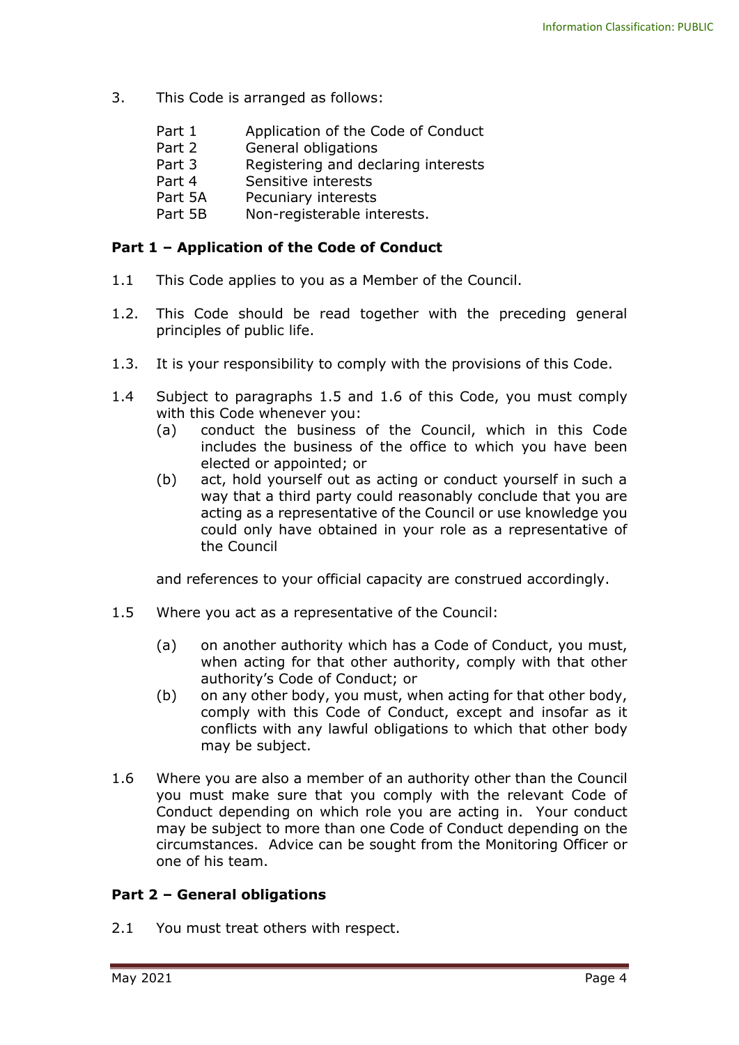3. This Code is arranged as follows:

| | |
|---|---|
| Part 1 | Application of the Code of Conduct |
| Part 2 | General obligations |
| Part 3 | Registering and declaring interests |
| Part 4 | Sensitive interests |
| Part 5A | Pecuniary interests |
| Part 5B | Non-registerable interests. |

**Part 1 – Application of the Code of Conduct**

1.1 This Code applies to you as a Member of the Council.

1.2. This Code should be read together with the preceding general principles of public life.

1.3. It is your responsibility to comply with the provisions of this Code.

1.4 Subject to paragraphs 1.5 and 1.6 of this Code, you must comply with this Code whenever you:

- (a) conduct the business of the Council, which in this Code includes the business of the office to which you have been elected or appointed; or
- (b) act, hold yourself out as acting or conduct yourself in such a way that a third party could reasonably conclude that you are acting as a representative of the Council or use knowledge you could only have obtained in your role as a representative of the Council

and references to your official capacity are construed accordingly.

1.5 Where you act as a representative of the Council:

- (a) on another authority which has a Code of Conduct, you must, when acting for that other authority, comply with that other authority's Code of Conduct; or
- (b) on any other body, you must, when acting for that other body, comply with this Code of Conduct, except and insofar as it conflicts with any lawful obligations to which that other body may be subject.

1.6 Where you are also a member of an authority other than the Council you must make sure that you comply with the relevant Code of Conduct depending on which role you are acting in. Your conduct may be subject to more than one Code of Conduct depending on the circumstances. Advice can be sought from the Monitoring Officer or one of his team.

**Part 2 – General obligations**

2.1 You must treat others with respect.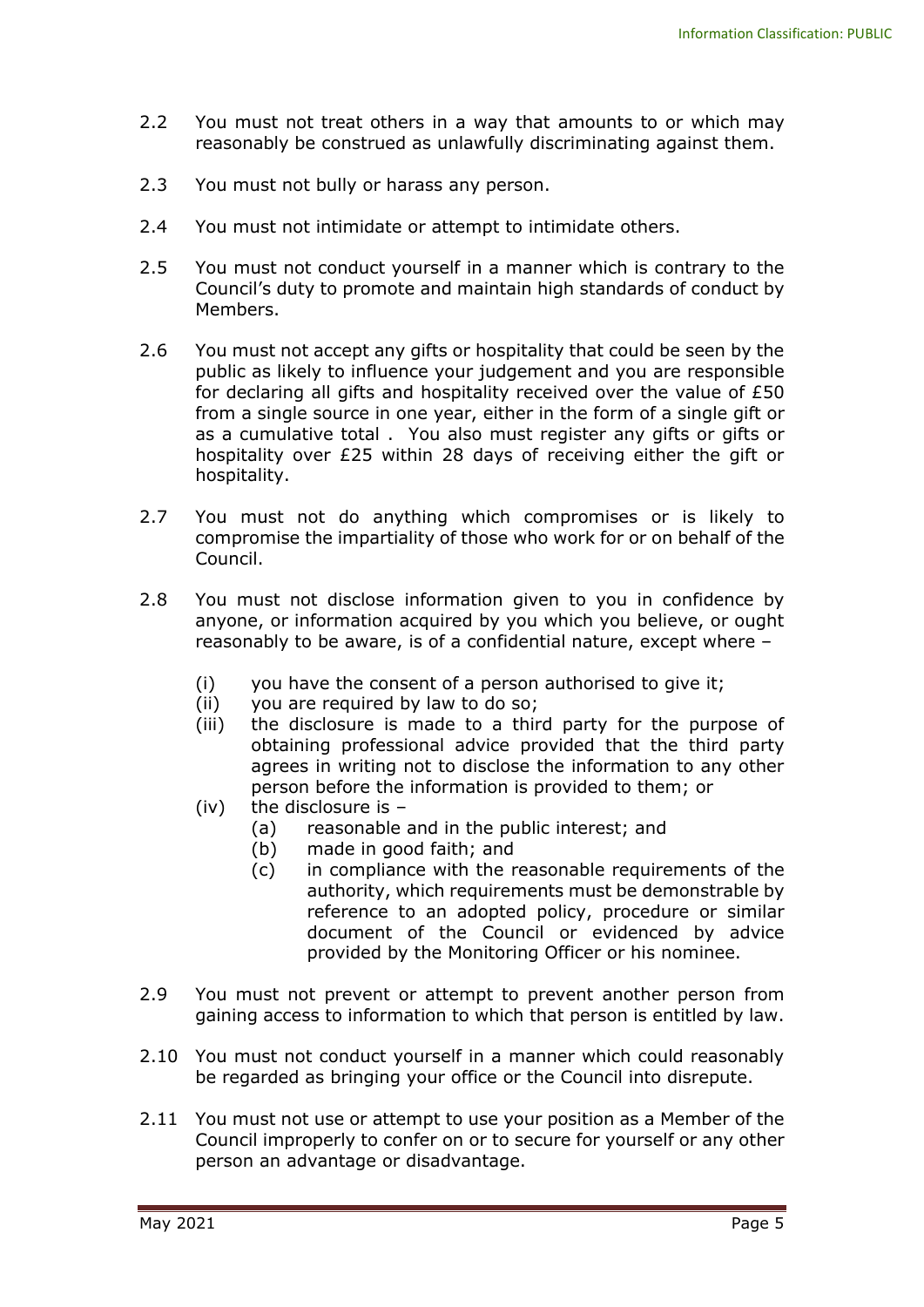2.2 You must not treat others in a way that amounts to or which may reasonably be construed as unlawfully discriminating against them.

2.3 You must not bully or harass any person.

2.4 You must not intimidate or attempt to intimidate others.

2.5 You must not conduct yourself in a manner which is contrary to the Council's duty to promote and maintain high standards of conduct by Members.

2.6 You must not accept any gifts or hospitality that could be seen by the public as likely to influence your judgement and you are responsible for declaring all gifts and hospitality received over the value of £50 from a single source in one year, either in the form of a single gift or as a cumulative total . You also must register any gifts or gifts or hospitality over £25 within 28 days of receiving either the gift or hospitality.

2.7 You must not do anything which compromises or is likely to compromise the impartiality of those who work for or on behalf of the Council.

2.8 You must not disclose information given to you in confidence by anyone, or information acquired by you which you believe, or ought reasonably to be aware, is of a confidential nature, except where –

- (i) you have the consent of a person authorised to give it;
- (ii) you are required by law to do so;
- (iii) the disclosure is made to a third party for the purpose of obtaining professional advice provided that the third party agrees in writing not to disclose the information to any other person before the information is provided to them; or
- (iv) the disclosure is –
  - (a) reasonable and in the public interest; and
  - (b) made in good faith; and
  - (c) in compliance with the reasonable requirements of the authority, which requirements must be demonstrable by reference to an adopted policy, procedure or similar document of the Council or evidenced by advice provided by the Monitoring Officer or his nominee.

2.9 You must not prevent or attempt to prevent another person from gaining access to information to which that person is entitled by law.

2.10 You must not conduct yourself in a manner which could reasonably be regarded as bringing your office or the Council into disrepute.

2.11 You must not use or attempt to use your position as a Member of the Council improperly to confer on or to secure for yourself or any other person an advantage or disadvantage.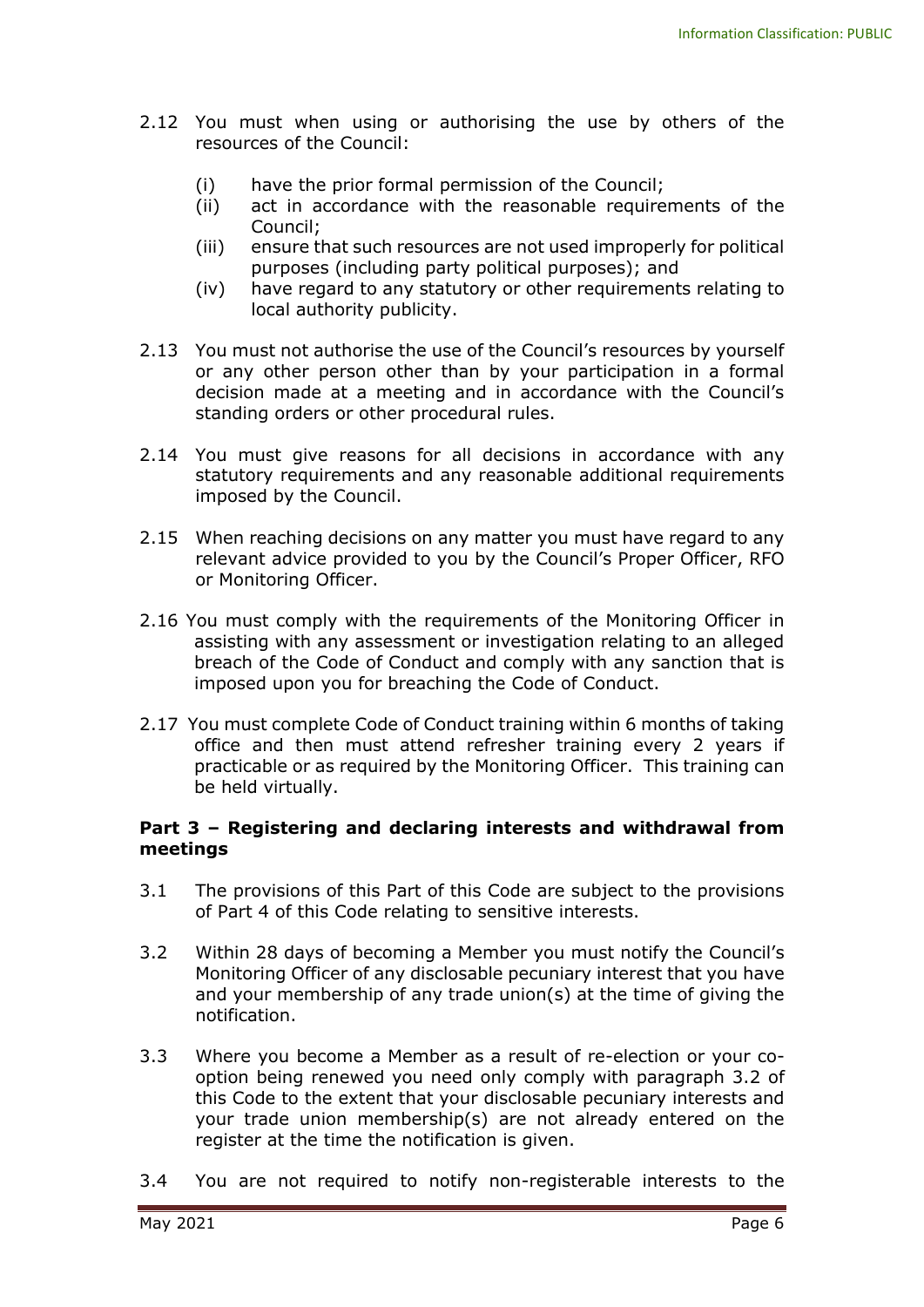2.12 You must when using or authorising the use by others of the resources of the Council:

   (i) have the prior formal permission of the Council;
   (ii) act in accordance with the reasonable requirements of the Council;
   (iii) ensure that such resources are not used improperly for political purposes (including party political purposes); and
   (iv) have regard to any statutory or other requirements relating to local authority publicity.

2.13 You must not authorise the use of the Council's resources by yourself or any other person other than by your participation in a formal decision made at a meeting and in accordance with the Council's standing orders or other procedural rules.

2.14 You must give reasons for all decisions in accordance with any statutory requirements and any reasonable additional requirements imposed by the Council.

2.15 When reaching decisions on any matter you must have regard to any relevant advice provided to you by the Council's Proper Officer, RFO or Monitoring Officer.

2.16 You must comply with the requirements of the Monitoring Officer in assisting with any assessment or investigation relating to an alleged breach of the Code of Conduct and comply with any sanction that is imposed upon you for breaching the Code of Conduct.

2.17 You must complete Code of Conduct training within 6 months of taking office and then must attend refresher training every 2 years if practicable or as required by the Monitoring Officer. This training can be held virtually.

**Part 3 – Registering and declaring interests and withdrawal from meetings**

3.1 The provisions of this Part of this Code are subject to the provisions of Part 4 of this Code relating to sensitive interests.

3.2 Within 28 days of becoming a Member you must notify the Council's Monitoring Officer of any disclosable pecuniary interest that you have and your membership of any trade union(s) at the time of giving the notification.

3.3 Where you become a Member as a result of re-election or your co-option being renewed you need only comply with paragraph 3.2 of this Code to the extent that your disclosable pecuniary interests and your trade union membership(s) are not already entered on the register at the time the notification is given.

3.4 You are not required to notify non-registerable interests to the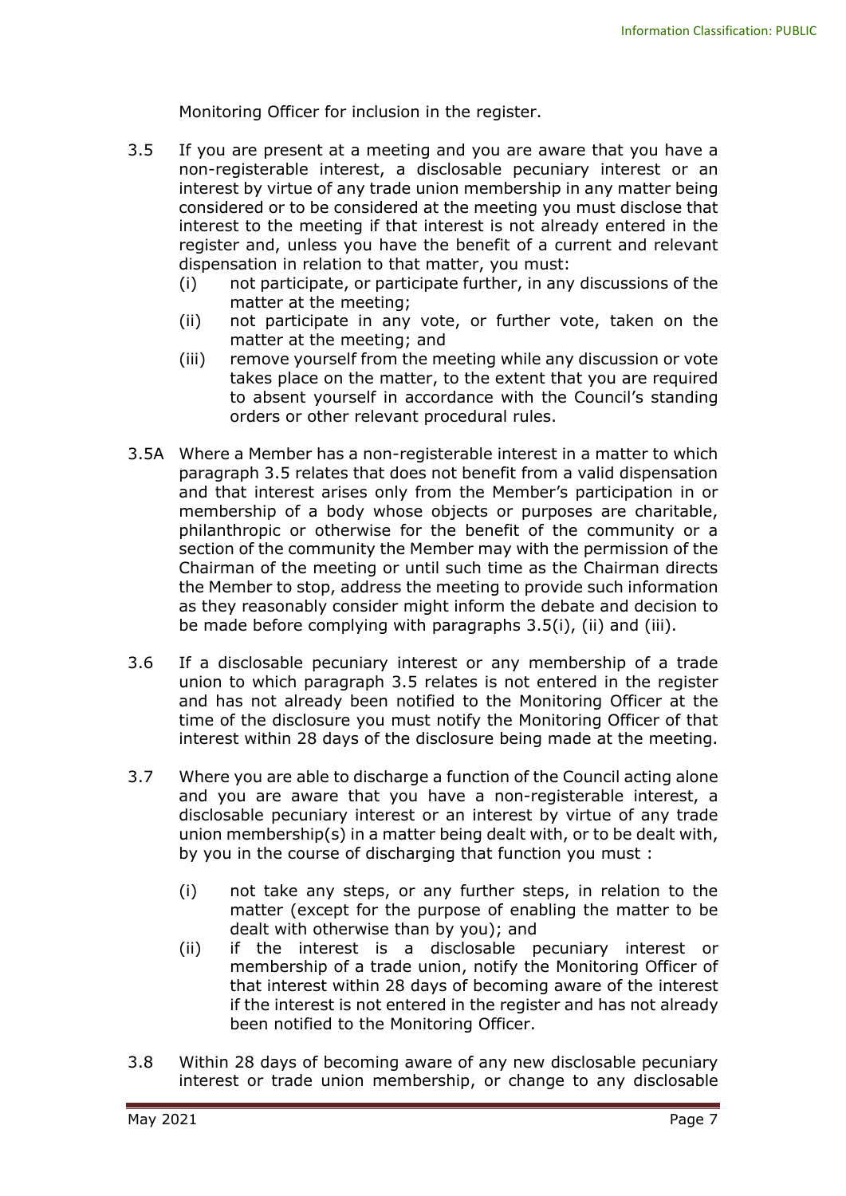Monitoring Officer for inclusion in the register.

3.5 If you are present at a meeting and you are aware that you have a non-registerable interest, a disclosable pecuniary interest or an interest by virtue of any trade union membership in any matter being considered or to be considered at the meeting you must disclose that interest to the meeting if that interest is not already entered in the register and, unless you have the benefit of a current and relevant dispensation in relation to that matter, you must:

   (i) not participate, or participate further, in any discussions of the matter at the meeting;
   (ii) not participate in any vote, or further vote, taken on the matter at the meeting; and
   (iii) remove yourself from the meeting while any discussion or vote takes place on the matter, to the extent that you are required to absent yourself in accordance with the Council's standing orders or other relevant procedural rules.

3.5A Where a Member has a non-registerable interest in a matter to which paragraph 3.5 relates that does not benefit from a valid dispensation and that interest arises only from the Member's participation in or membership of a body whose objects or purposes are charitable, philanthropic or otherwise for the benefit of the community or a section of the community the Member may with the permission of the Chairman of the meeting or until such time as the Chairman directs the Member to stop, address the meeting to provide such information as they reasonably consider might inform the debate and decision to be made before complying with paragraphs 3.5(i), (ii) and (iii).

3.6 If a disclosable pecuniary interest or any membership of a trade union to which paragraph 3.5 relates is not entered in the register and has not already been notified to the Monitoring Officer at the time of the disclosure you must notify the Monitoring Officer of that interest within 28 days of the disclosure being made at the meeting.

3.7 Where you are able to discharge a function of the Council acting alone and you are aware that you have a non-registerable interest, a disclosable pecuniary interest or an interest by virtue of any trade union membership(s) in a matter being dealt with, or to be dealt with, by you in the course of discharging that function you must :

   (i) not take any steps, or any further steps, in relation to the matter (except for the purpose of enabling the matter to be dealt with otherwise than by you); and
   (ii) if the interest is a disclosable pecuniary interest or membership of a trade union, notify the Monitoring Officer of that interest within 28 days of becoming aware of the interest if the interest is not entered in the register and has not already been notified to the Monitoring Officer.

3.8 Within 28 days of becoming aware of any new disclosable pecuniary interest or trade union membership, or change to any disclosable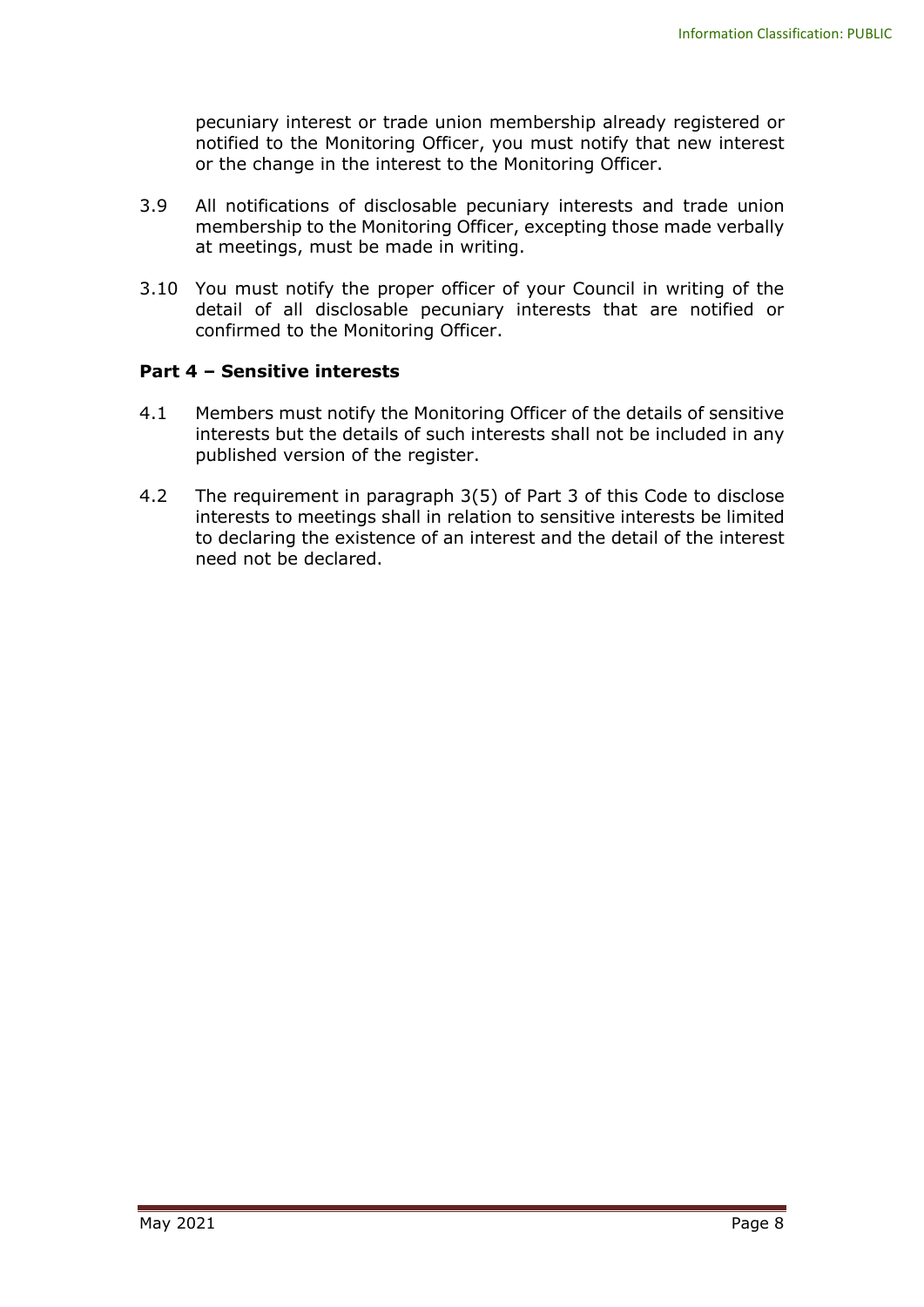pecuniary interest or trade union membership already registered or notified to the Monitoring Officer, you must notify that new interest or the change in the interest to the Monitoring Officer.

3.9 All notifications of disclosable pecuniary interests and trade union membership to the Monitoring Officer, excepting those made verbally at meetings, must be made in writing.

3.10 You must notify the proper officer of your Council in writing of the detail of all disclosable pecuniary interests that are notified or confirmed to the Monitoring Officer.

**Part 4 – Sensitive interests**

4.1 Members must notify the Monitoring Officer of the details of sensitive interests but the details of such interests shall not be included in any published version of the register.

4.2 The requirement in paragraph 3(5) of Part 3 of this Code to disclose interests to meetings shall in relation to sensitive interests be limited to declaring the existence of an interest and the detail of the interest need not be declared.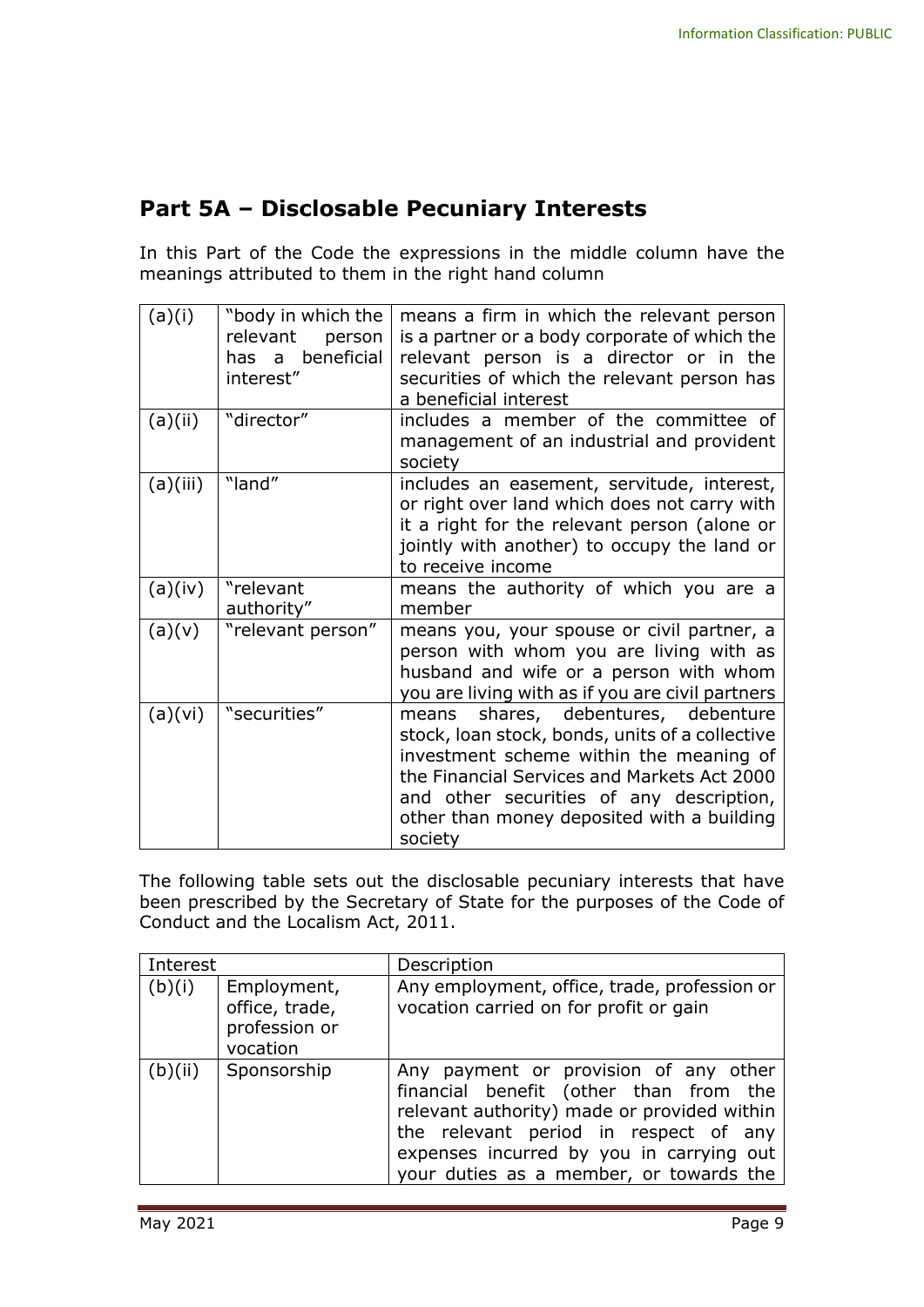## Part 5A – Disclosable Pecuniary Interests

In this Part of the Code the expressions in the middle column have the meanings attributed to them in the right hand column

| | | |
|---|---|---|
| (a)(i) | "body in which the relevant person has a beneficial interest" | means a firm in which the relevant person is a partner or a body corporate of which the relevant person is a director or in the securities of which the relevant person has a beneficial interest |
| (a)(ii) | "director" | includes a member of the committee of management of an industrial and provident society |
| (a)(iii) | "land" | includes an easement, servitude, interest, or right over land which does not carry with it a right for the relevant person (alone or jointly with another) to occupy the land or to receive income |
| (a)(iv) | "relevant authority" | means the authority of which you are a member |
| (a)(v) | "relevant person" | means you, your spouse or civil partner, a person with whom you are living with as husband and wife or a person with whom you are living with as if you are civil partners |
| (a)(vi) | "securities" | means shares, debentures, debenture stock, loan stock, bonds, units of a collective investment scheme within the meaning of the Financial Services and Markets Act 2000 and other securities of any description, other than money deposited with a building society |

The following table sets out the disclosable pecuniary interests that have been prescribed by the Secretary of State for the purposes of the Code of Conduct and the Localism Act, 2011.

| Interest | | Description |
|---|---|---|
| (b)(i) | Employment, office, trade, profession or vocation | Any employment, office, trade, profession or vocation carried on for profit or gain |
| (b)(ii) | Sponsorship | Any payment or provision of any other financial benefit (other than from the relevant authority) made or provided within the relevant period in respect of any expenses incurred by you in carrying out your duties as a member, or towards the |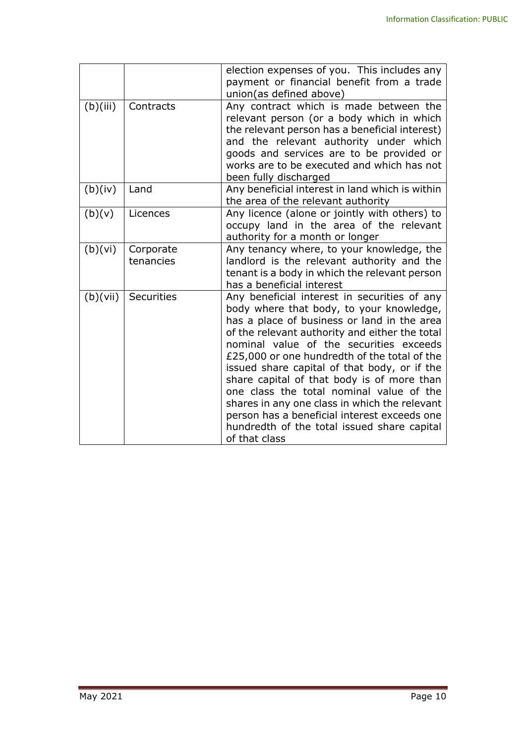| | | |
|---|---|---|
| | | election expenses of you. This includes any payment or financial benefit from a trade union(as defined above) |
| (b)(iii) | Contracts | Any contract which is made between the relevant person (or a body which in which the relevant person has a beneficial interest) and the relevant authority under which goods and services are to be provided or works are to be executed and which has not been fully discharged |
| (b)(iv) | Land | Any beneficial interest in land which is within the area of the relevant authority |
| (b)(v) | Licences | Any licence (alone or jointly with others) to occupy land in the area of the relevant authority for a month or longer |
| (b)(vi) | Corporate tenancies | Any tenancy where, to your knowledge, the landlord is the relevant authority and the tenant is a body in which the relevant person has a beneficial interest |
| (b)(vii) | Securities | Any beneficial interest in securities of any body where that body, to your knowledge, has a place of business or land in the area of the relevant authority and either the total nominal value of the securities exceeds £25,000 or one hundredth of the total of the issued share capital of that body, or if the share capital of that body is of more than one class the total nominal value of the shares in any one class in which the relevant person has a beneficial interest exceeds one hundredth of the total issued share capital of that class |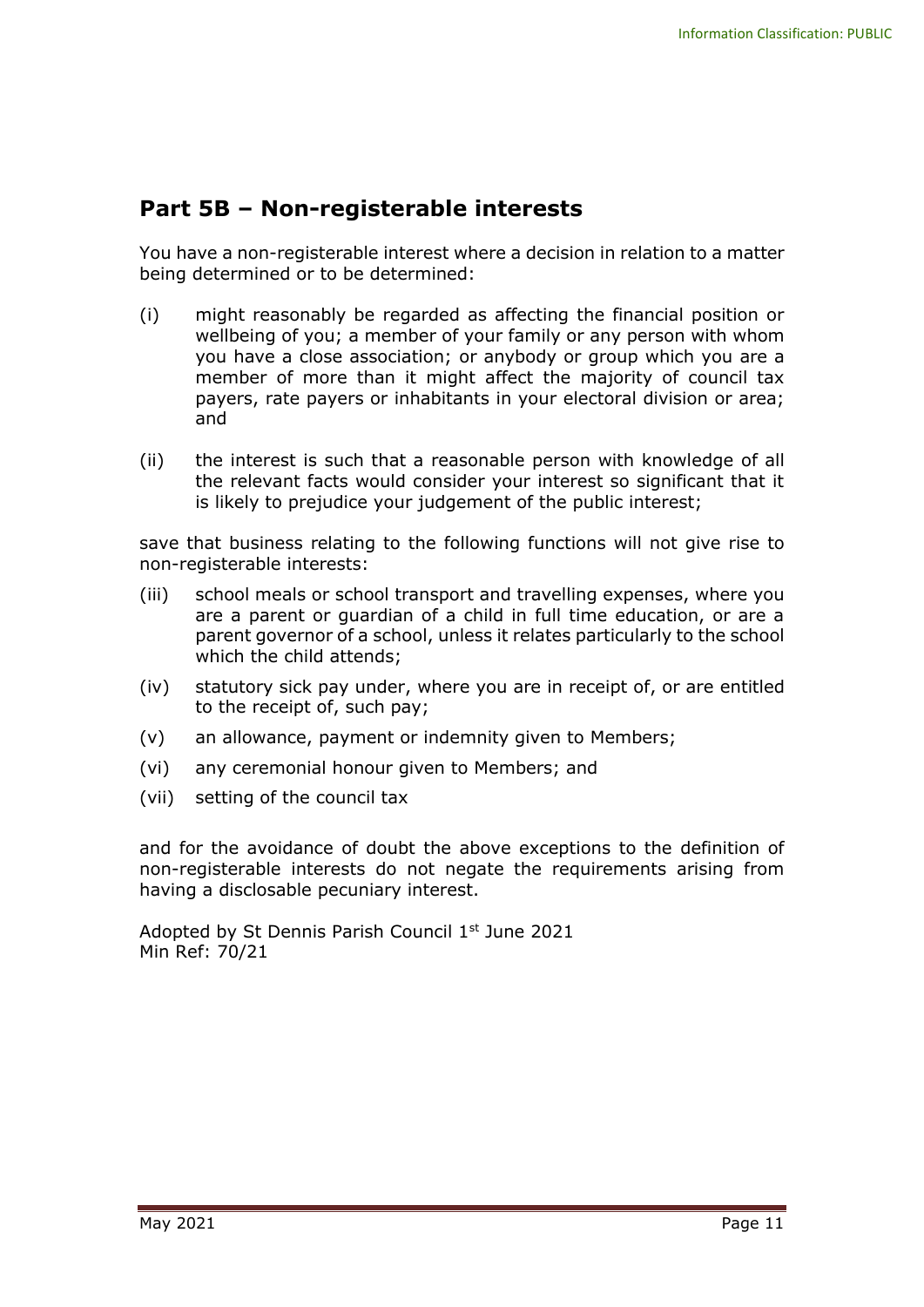## Part 5B – Non-registerable interests

You have a non-registerable interest where a decision in relation to a matter being determined or to be determined:

(i) might reasonably be regarded as affecting the financial position or wellbeing of you; a member of your family or any person with whom you have a close association; or anybody or group which you are a member of more than it might affect the majority of council tax payers, rate payers or inhabitants in your electoral division or area; and

(ii) the interest is such that a reasonable person with knowledge of all the relevant facts would consider your interest so significant that it is likely to prejudice your judgement of the public interest;

save that business relating to the following functions will not give rise to non-registerable interests:

(iii) school meals or school transport and travelling expenses, where you are a parent or guardian of a child in full time education, or are a parent governor of a school, unless it relates particularly to the school which the child attends;

(iv) statutory sick pay under, where you are in receipt of, or are entitled to the receipt of, such pay;

(v) an allowance, payment or indemnity given to Members;

(vi) any ceremonial honour given to Members; and

(vii) setting of the council tax

and for the avoidance of doubt the above exceptions to the definition of non-registerable interests do not negate the requirements arising from having a disclosable pecuniary interest.

Adopted by St Dennis Parish Council 1st June 2021
Min Ref: 70/21